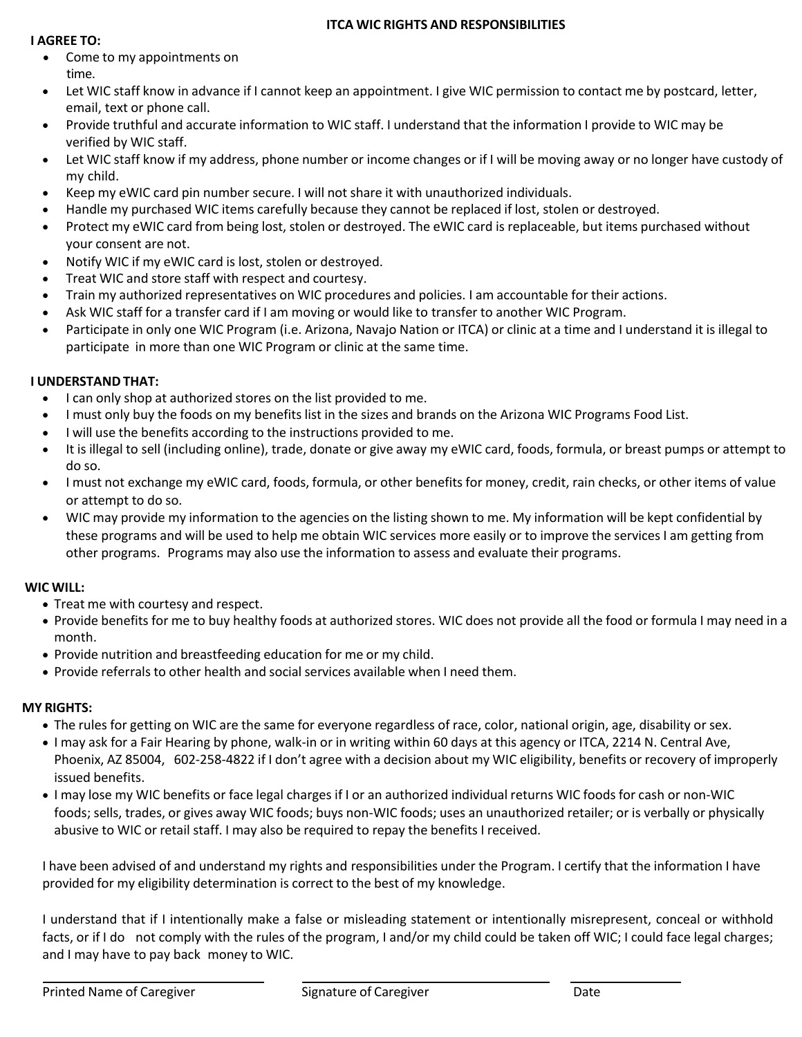# ITCA WIC RIGHTS AND RESPONSIBILITIES

**I AGREE TO:**

- Come to my appointments on time.
- Let WIC staff know in advance if I cannot keep an appointment. I give WIC permission to contact me by postcard, letter, email, text or phone call.
- Provide truthful and accurate information to WIC staff. I understand that the information I provide to WIC may be verified by WIC staff.
- Let WIC staff know if my address, phone number or income changes or if I will be moving away or no longer have custody of my child.
- Keep my eWIC card pin number secure. I will not share it with unauthorized individuals.
- Handle my purchased WIC items carefully because they cannot be replaced if lost, stolen or destroyed.
- Protect my eWIC card from being lost, stolen or destroyed. The eWIC card is replaceable, but items purchased without your consent are not.
- Notify WIC if my eWIC card is lost, stolen or destroyed.
- Treat WIC and store staff with respect and courtesy.
- Train my authorized representatives on WIC procedures and policies. I am accountable for their actions.
- Ask WIC staff for a transfer card if I am moving or would like to transfer to another WIC Program.
- Participate in only one WIC Program (i.e. Arizona, Navajo Nation or ITCA) or clinic at a time and I understand it is illegal to participate in more than one WIC Program or clinic at the same time.

**I UNDERSTAND THAT:**

- I can only shop at authorized stores on the list provided to me.
- I must only buy the foods on my benefits list in the sizes and brands on the Arizona WIC Programs Food List.
- I will use the benefits according to the instructions provided to me.
- It is illegal to sell (including online), trade, donate or give away my eWIC card, foods, formula, or breast pumps or attempt to do so.
- I must not exchange my eWIC card, foods, formula, or other benefits for money, credit, rain checks, or other items of value or attempt to do so.
- WIC may provide my information to the agencies on the listing shown to me. My information will be kept confidential by these programs and will be used to help me obtain WIC services more easily or to improve the services I am getting from other programs. Programs may also use the information to assess and evaluate their programs.

**WIC WILL:**

- Treat me with courtesy and respect.
- Provide benefits for me to buy healthy foods at authorized stores. WIC does not provide all the food or formula I may need in a month.
- Provide nutrition and breastfeeding education for me or my child.
- Provide referrals to other health and social services available when I need them.

**MY RIGHTS:**

- The rules for getting on WIC are the same for everyone regardless of race, color, national origin, age, disability or sex.
- I may ask for a Fair Hearing by phone, walk-in or in writing within 60 days at this agency or ITCA, 2214 N. Central Ave, Phoenix, AZ 85004, 602-258-4822 if I don't agree with a decision about my WIC eligibility, benefits or recovery of improperly issued benefits.
- I may lose my WIC benefits or face legal charges if I or an authorized individual returns WIC foods for cash or non-WIC foods; sells, trades, or gives away WIC foods; buys non-WIC foods; uses an unauthorized retailer; or is verbally or physically abusive to WIC or retail staff. I may also be required to repay the benefits I received.

I have been advised of and understand my rights and responsibilities under the Program. I certify that the information I have provided for my eligibility determination is correct to the best of my knowledge.

I understand that if I intentionally make a false or misleading statement or intentionally misrepresent, conceal or withhold facts, or if I do not comply with the rules of the program, I and/or my child could be taken off WIC; I could face legal charges; and I may have to pay back money to WIC.

| Printed Name of Caregiver | Signature of Caregiver | Date |
| --- | --- | --- |
| | | |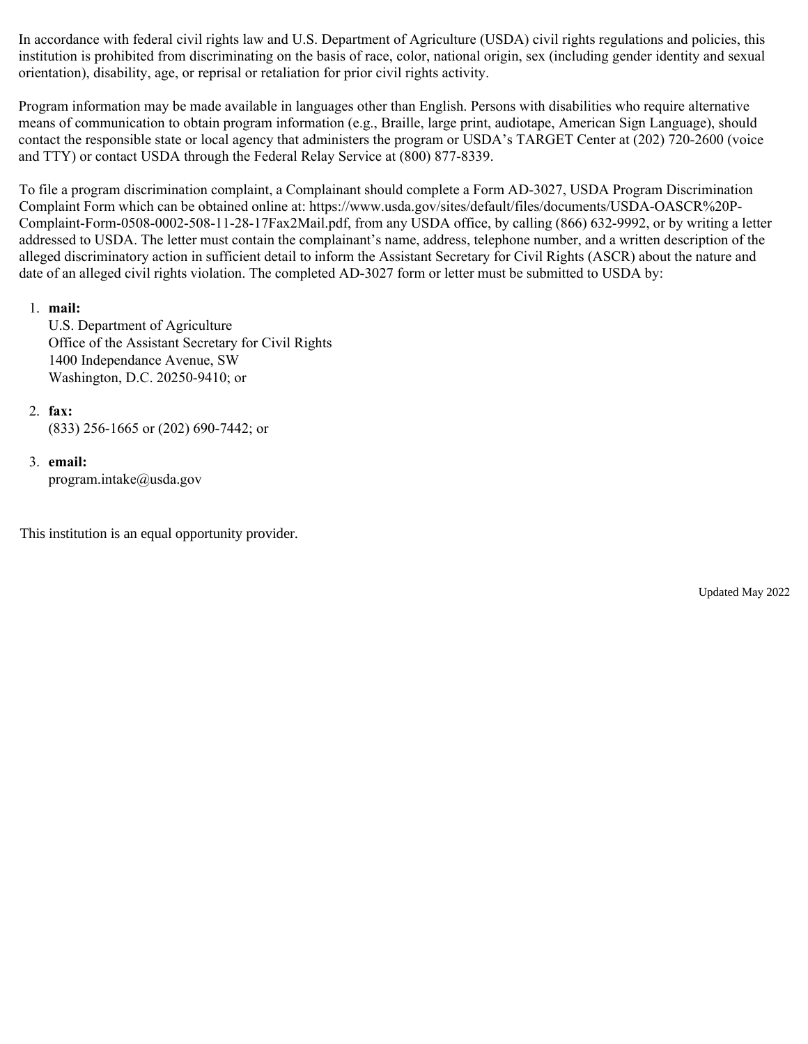In accordance with federal civil rights law and U.S. Department of Agriculture (USDA) civil rights regulations and policies, this institution is prohibited from discriminating on the basis of race, color, national origin, sex (including gender identity and sexual orientation), disability, age, or reprisal or retaliation for prior civil rights activity.

Program information may be made available in languages other than English. Persons with disabilities who require alternative means of communication to obtain program information (e.g., Braille, large print, audiotape, American Sign Language), should contact the responsible state or local agency that administers the program or USDA's TARGET Center at (202) 720-2600 (voice and TTY) or contact USDA through the Federal Relay Service at (800) 877-8339.

To file a program discrimination complaint, a Complainant should complete a Form AD-3027, USDA Program Discrimination Complaint Form which can be obtained online at: https://www.usda.gov/sites/default/files/documents/USDA-OASCR%20P-Complaint-Form-0508-0002-508-11-28-17Fax2Mail.pdf, from any USDA office, by calling (866) 632-9992, or by writing a letter addressed to USDA. The letter must contain the complainant's name, address, telephone number, and a written description of the alleged discriminatory action in sufficient detail to inform the Assistant Secretary for Civil Rights (ASCR) about the nature and date of an alleged civil rights violation. The completed AD-3027 form or letter must be submitted to USDA by:

1. **mail:**
   U.S. Department of Agriculture
   Office of the Assistant Secretary for Civil Rights
   1400 Independance Avenue, SW
   Washington, D.C. 20250-9410; or

2. **fax:**
   (833) 256-1665 or (202) 690-7442; or

3. **email:**
   program.intake@usda.gov

This institution is an equal opportunity provider.

Updated May 2022